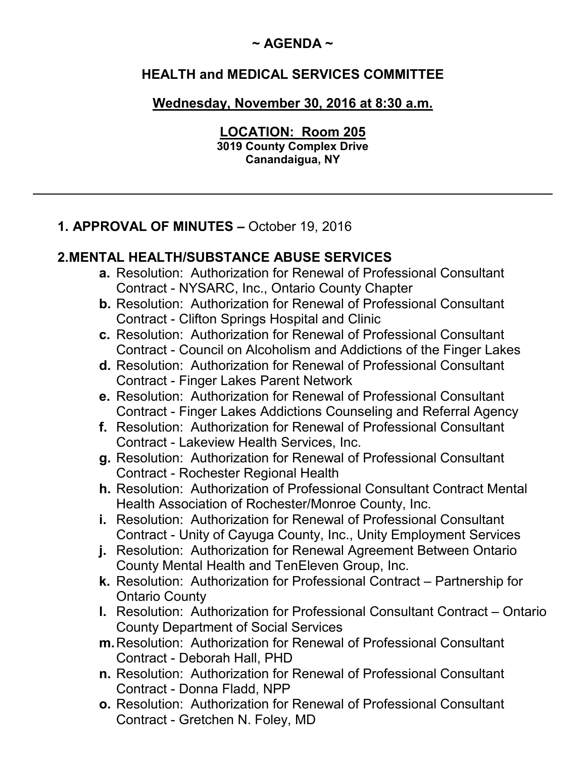# ~ AGENDA ~

## HEALTH and MEDICAL SERVICES COMMITTEE

### Wednesday, November 30, 2016 at 8:30 a.m.

### LOCATION: Room 205

**3019 County Complex Drive**
**Canandaigua, NY**

---

**1. APPROVAL OF MINUTES –** October 19, 2016

**2.MENTAL HEALTH/SUBSTANCE ABUSE SERVICES**

- **a.** Resolution: Authorization for Renewal of Professional Consultant Contract - NYSARC, Inc., Ontario County Chapter
- **b.** Resolution: Authorization for Renewal of Professional Consultant Contract - Clifton Springs Hospital and Clinic
- **c.** Resolution: Authorization for Renewal of Professional Consultant Contract - Council on Alcoholism and Addictions of the Finger Lakes
- **d.** Resolution: Authorization for Renewal of Professional Consultant Contract - Finger Lakes Parent Network
- **e.** Resolution: Authorization for Renewal of Professional Consultant Contract - Finger Lakes Addictions Counseling and Referral Agency
- **f.** Resolution: Authorization for Renewal of Professional Consultant Contract - Lakeview Health Services, Inc.
- **g.** Resolution: Authorization for Renewal of Professional Consultant Contract - Rochester Regional Health
- **h.** Resolution: Authorization of Professional Consultant Contract Mental Health Association of Rochester/Monroe County, Inc.
- **i.** Resolution: Authorization for Renewal of Professional Consultant Contract - Unity of Cayuga County, Inc., Unity Employment Services
- **j.** Resolution: Authorization for Renewal Agreement Between Ontario County Mental Health and TenEleven Group, Inc.
- **k.** Resolution: Authorization for Professional Contract – Partnership for Ontario County
- **l.** Resolution: Authorization for Professional Consultant Contract – Ontario County Department of Social Services
- **m.** Resolution: Authorization for Renewal of Professional Consultant Contract - Deborah Hall, PHD
- **n.** Resolution: Authorization for Renewal of Professional Consultant Contract - Donna Fladd, NPP
- **o.** Resolution: Authorization for Renewal of Professional Consultant Contract - Gretchen N. Foley, MD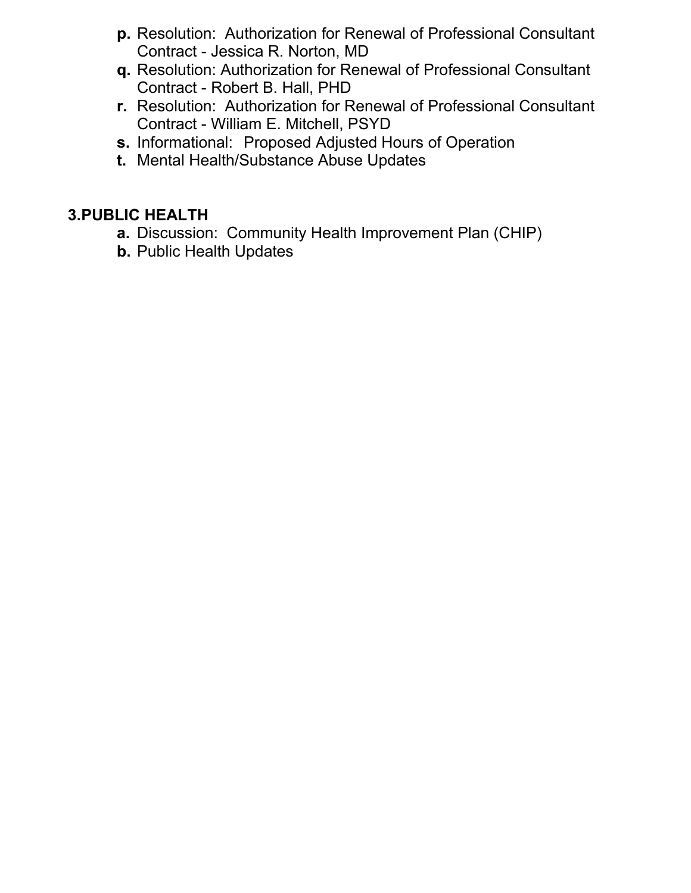- **p.** Resolution: Authorization for Renewal of Professional Consultant Contract - Jessica R. Norton, MD
- **q.** Resolution: Authorization for Renewal of Professional Consultant Contract - Robert B. Hall, PHD
- **r.** Resolution: Authorization for Renewal of Professional Consultant Contract - William E. Mitchell, PSYD
- **s.** Informational: Proposed Adjusted Hours of Operation
- **t.** Mental Health/Substance Abuse Updates

**3.PUBLIC HEALTH**

- **a.** Discussion: Community Health Improvement Plan (CHIP)
- **b.** Public Health Updates